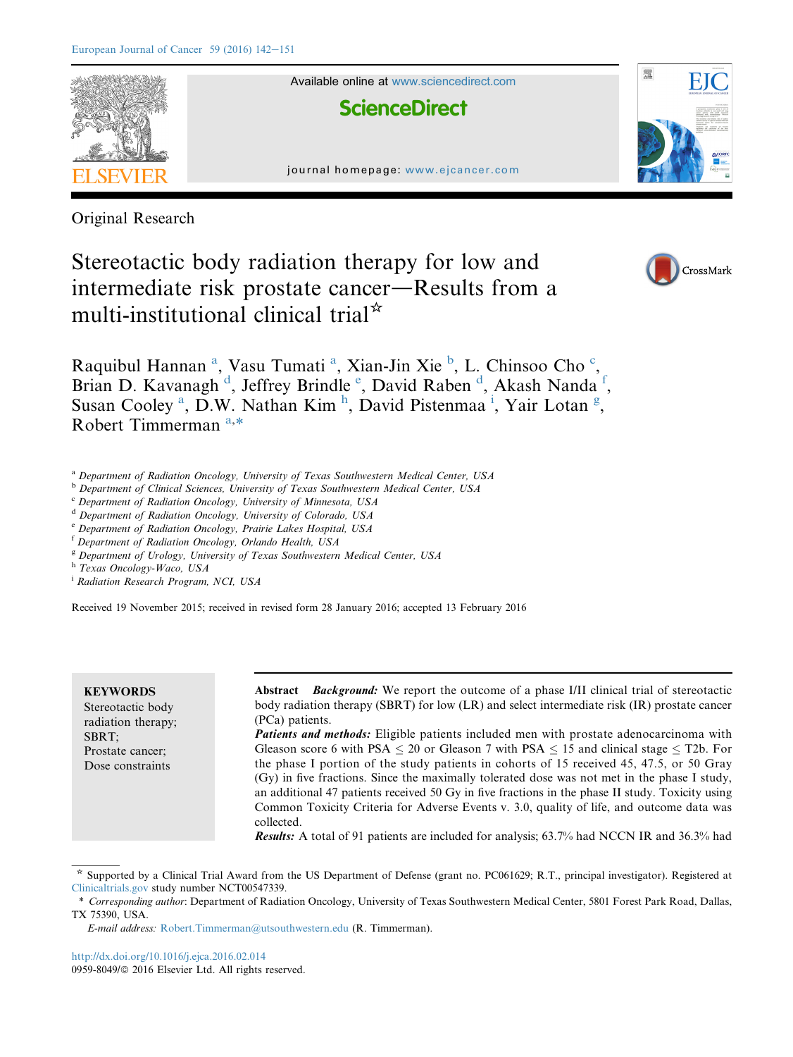Original Research

# Stereotactic body radiation therapy for low and intermediate risk prostate cancer—Results from a multi-institutional clinical trial☆

Raquibul Hannan [a], Vasu Tumati [a], Xian-Jin Xie [b], L. Chinsoo Cho [c], Brian D. Kavanagh [d], Jeffrey Brindle [e], David Raben [d], Akash Nanda [f], Susan Cooley [a], D.W. Nathan Kim [h], David Pistenmaa [i], Yair Lotan [g], Robert Timmerman [a,*]

[a] Department of Radiation Oncology, University of Texas Southwestern Medical Center, USA
[b] Department of Clinical Sciences, University of Texas Southwestern Medical Center, USA
[c] Department of Radiation Oncology, University of Minnesota, USA
[d] Department of Radiation Oncology, University of Colorado, USA
[e] Department of Radiation Oncology, Prairie Lakes Hospital, USA
[f] Department of Radiation Oncology, Orlando Health, USA
[g] Department of Urology, University of Texas Southwestern Medical Center, USA
[h] Texas Oncology-Waco, USA
[i] Radiation Research Program, NCI, USA

Received 19 November 2015; received in revised form 28 January 2016; accepted 13 February 2016

**KEYWORDS**
Stereotactic body radiation therapy;
SBRT;
Prostate cancer;
Dose constraints

**Abstract** ***Background:*** We report the outcome of a phase I/II clinical trial of stereotactic body radiation therapy (SBRT) for low (LR) and select intermediate risk (IR) prostate cancer (PCa) patients.

***Patients and methods:*** Eligible patients included men with prostate adenocarcinoma with Gleason score 6 with PSA $\leq$ 20 or Gleason 7 with PSA $\leq$ 15 and clinical stage $\leq$ T2b. For the phase I portion of the study patients in cohorts of 15 received 45, 47.5, or 50 Gray (Gy) in five fractions. Since the maximally tolerated dose was not met in the phase I study, an additional 47 patients received 50 Gy in five fractions in the phase II study. Toxicity using Common Toxicity Criteria for Adverse Events v. 3.0, quality of life, and outcome data was collected.

***Results:*** A total of 91 patients are included for analysis; 63.7% had NCCN IR and 36.3% had

☆ Supported by a Clinical Trial Award from the US Department of Defense (grant no. PC061629; R.T., principal investigator). Registered at Clinicaltrials.gov study number NCT00547339.

\* *Corresponding author*: Department of Radiation Oncology, University of Texas Southwestern Medical Center, 5801 Forest Park Road, Dallas, TX 75390, USA.

*E-mail address:* Robert.Timmerman@utsouthwestern.edu (R. Timmerman).

http://dx.doi.org/10.1016/j.ejca.2016.02.014
0959-8049/© 2016 Elsevier Ltd. All rights reserved.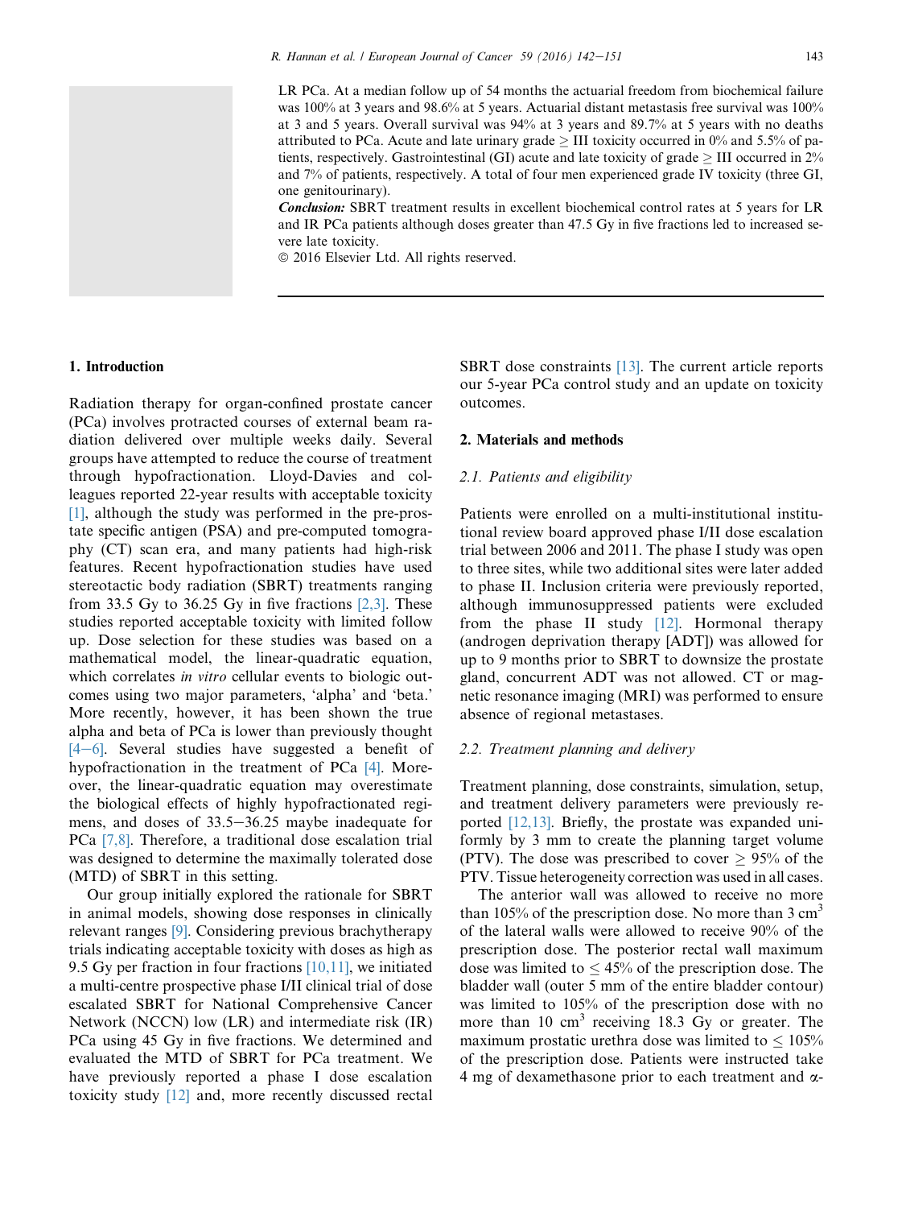LR PCa. At a median follow up of 54 months the actuarial freedom from biochemical failure was 100% at 3 years and 98.6% at 5 years. Actuarial distant metastasis free survival was 100% at 3 and 5 years. Overall survival was 94% at 3 years and 89.7% at 5 years with no deaths attributed to PCa. Acute and late urinary grade ≥ III toxicity occurred in 0% and 5.5% of patients, respectively. Gastrointestinal (GI) acute and late toxicity of grade ≥ III occurred in 2% and 7% of patients, respectively. A total of four men experienced grade IV toxicity (three GI, one genitourinary).

***Conclusion:*** SBRT treatment results in excellent biochemical control rates at 5 years for LR and IR PCa patients although doses greater than 47.5 Gy in five fractions led to increased severe late toxicity.

© 2016 Elsevier Ltd. All rights reserved.

## 1. Introduction

Radiation therapy for organ-confined prostate cancer (PCa) involves protracted courses of external beam radiation delivered over multiple weeks daily. Several groups have attempted to reduce the course of treatment through hypofractionation. Lloyd-Davies and colleagues reported 22-year results with acceptable toxicity [1], although the study was performed in the pre-prostate specific antigen (PSA) and pre-computed tomography (CT) scan era, and many patients had high-risk features. Recent hypofractionation studies have used stereotactic body radiation (SBRT) treatments ranging from 33.5 Gy to 36.25 Gy in five fractions [2,3]. These studies reported acceptable toxicity with limited follow up. Dose selection for these studies was based on a mathematical model, the linear-quadratic equation, which correlates *in vitro* cellular events to biologic outcomes using two major parameters, 'alpha' and 'beta.' More recently, however, it has been shown the true alpha and beta of PCa is lower than previously thought [4–6]. Several studies have suggested a benefit of hypofractionation in the treatment of PCa [4]. Moreover, the linear-quadratic equation may overestimate the biological effects of highly hypofractionated regimens, and doses of 33.5–36.25 maybe inadequate for PCa [7,8]. Therefore, a traditional dose escalation trial was designed to determine the maximally tolerated dose (MTD) of SBRT in this setting.

Our group initially explored the rationale for SBRT in animal models, showing dose responses in clinically relevant ranges [9]. Considering previous brachytherapy trials indicating acceptable toxicity with doses as high as 9.5 Gy per fraction in four fractions [10,11], we initiated a multi-centre prospective phase I/II clinical trial of dose escalated SBRT for National Comprehensive Cancer Network (NCCN) low (LR) and intermediate risk (IR) PCa using 45 Gy in five fractions. We determined and evaluated the MTD of SBRT for PCa treatment. We have previously reported a phase I dose escalation toxicity study [12] and, more recently discussed rectal SBRT dose constraints [13]. The current article reports our 5-year PCa control study and an update on toxicity outcomes.

## 2. Materials and methods

### *2.1. Patients and eligibility*

Patients were enrolled on a multi-institutional institutional review board approved phase I/II dose escalation trial between 2006 and 2011. The phase I study was open to three sites, while two additional sites were later added to phase II. Inclusion criteria were previously reported, although immunosuppressed patients were excluded from the phase II study [12]. Hormonal therapy (androgen deprivation therapy [ADT]) was allowed for up to 9 months prior to SBRT to downsize the prostate gland, concurrent ADT was not allowed. CT or magnetic resonance imaging (MRI) was performed to ensure absence of regional metastases.

### *2.2. Treatment planning and delivery*

Treatment planning, dose constraints, simulation, setup, and treatment delivery parameters were previously reported [12,13]. Briefly, the prostate was expanded uniformly by 3 mm to create the planning target volume (PTV). The dose was prescribed to cover ≥ 95% of the PTV. Tissue heterogeneity correction was used in all cases.

The anterior wall was allowed to receive no more than 105% of the prescription dose. No more than 3 $cm^3$ of the lateral walls were allowed to receive 90% of the prescription dose. The posterior rectal wall maximum dose was limited to ≤ 45% of the prescription dose. The bladder wall (outer 5 mm of the entire bladder contour) was limited to 105% of the prescription dose with no more than 10 $cm^3$ receiving 18.3 Gy or greater. The maximum prostatic urethra dose was limited to ≤ 105% of the prescription dose. Patients were instructed take 4 mg of dexamethasone prior to each treatment and α-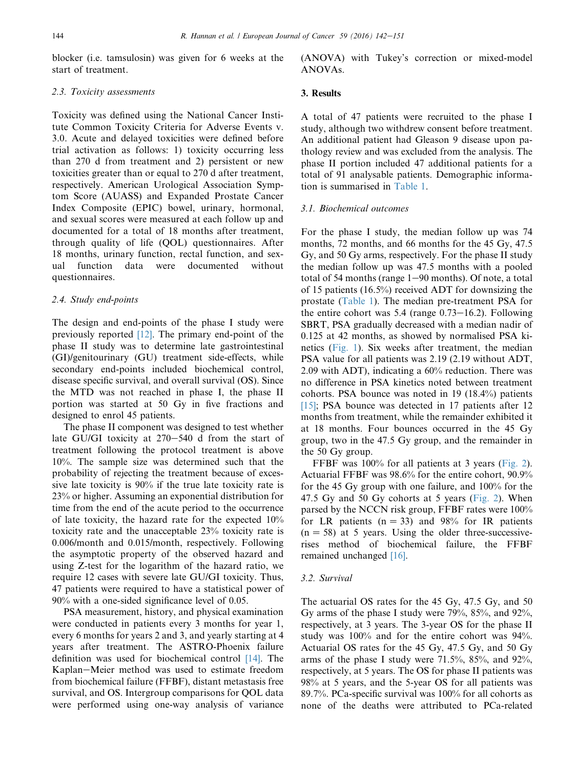blocker (i.e. tamsulosin) was given for 6 weeks at the start of treatment.

### 2.3. Toxicity assessments

Toxicity was defined using the National Cancer Institute Common Toxicity Criteria for Adverse Events v. 3.0. Acute and delayed toxicities were defined before trial activation as follows: 1) toxicity occurring less than 270 d from treatment and 2) persistent or new toxicities greater than or equal to 270 d after treatment, respectively. American Urological Association Symptom Score (AUASS) and Expanded Prostate Cancer Index Composite (EPIC) bowel, urinary, hormonal, and sexual scores were measured at each follow up and documented for a total of 18 months after treatment, through quality of life (QOL) questionnaires. After 18 months, urinary function, rectal function, and sexual function data were documented without questionnaires.

### 2.4. Study end-points

The design and end-points of the phase I study were previously reported [12]. The primary end-point of the phase II study was to determine late gastrointestinal (GI)/genitourinary (GU) treatment side-effects, while secondary end-points included biochemical control, disease specific survival, and overall survival (OS). Since the MTD was not reached in phase I, the phase II portion was started at 50 Gy in five fractions and designed to enrol 45 patients.

The phase II component was designed to test whether late GU/GI toxicity at 270–540 d from the start of treatment following the protocol treatment is above 10%. The sample size was determined such that the probability of rejecting the treatment because of excessive late toxicity is 90% if the true late toxicity rate is 23% or higher. Assuming an exponential distribution for time from the end of the acute period to the occurrence of late toxicity, the hazard rate for the expected 10% toxicity rate and the unacceptable 23% toxicity rate is 0.006/month and 0.015/month, respectively. Following the asymptotic property of the observed hazard and using Z-test for the logarithm of the hazard ratio, we require 12 cases with severe late GU/GI toxicity. Thus, 47 patients were required to have a statistical power of 90% with a one-sided significance level of 0.05.

PSA measurement, history, and physical examination were conducted in patients every 3 months for year 1, every 6 months for years 2 and 3, and yearly starting at 4 years after treatment. The ASTRO-Phoenix failure definition was used for biochemical control [14]. The Kaplan–Meier method was used to estimate freedom from biochemical failure (FFBF), distant metastasis free survival, and OS. Intergroup comparisons for QOL data were performed using one-way analysis of variance (ANOVA) with Tukey's correction or mixed-model ANOVAs.

## 3. Results

A total of 47 patients were recruited to the phase I study, although two withdrew consent before treatment. An additional patient had Gleason 9 disease upon pathology review and was excluded from the analysis. The phase II portion included 47 additional patients for a total of 91 analysable patients. Demographic information is summarised in Table 1.

### 3.1. Biochemical outcomes

For the phase I study, the median follow up was 74 months, 72 months, and 66 months for the 45 Gy, 47.5 Gy, and 50 Gy arms, respectively. For the phase II study the median follow up was 47.5 months with a pooled total of 54 months (range 1–90 months). Of note, a total of 15 patients (16.5%) received ADT for downsizing the prostate (Table 1). The median pre-treatment PSA for the entire cohort was 5.4 (range 0.73–16.2). Following SBRT, PSA gradually decreased with a median nadir of 0.125 at 42 months, as showed by normalised PSA kinetics (Fig. 1). Six weeks after treatment, the median PSA value for all patients was 2.19 (2.19 without ADT, 2.09 with ADT), indicating a 60% reduction. There was no difference in PSA kinetics noted between treatment cohorts. PSA bounce was noted in 19 (18.4%) patients [15]; PSA bounce was detected in 17 patients after 12 months from treatment, while the remainder exhibited it at 18 months. Four bounces occurred in the 45 Gy group, two in the 47.5 Gy group, and the remainder in the 50 Gy group.

FFBF was 100% for all patients at 3 years (Fig. 2). Actuarial FFBF was 98.6% for the entire cohort, 90.9% for the 45 Gy group with one failure, and 100% for the 47.5 Gy and 50 Gy cohorts at 5 years (Fig. 2). When parsed by the NCCN risk group, FFBF rates were 100% for LR patients (n = 33) and 98% for IR patients (n = 58) at 5 years. Using the older three-successive-rises method of biochemical failure, the FFBF remained unchanged [16].

### 3.2. Survival

The actuarial OS rates for the 45 Gy, 47.5 Gy, and 50 Gy arms of the phase I study were 79%, 85%, and 92%, respectively, at 3 years. The 3-year OS for the phase II study was 100% and for the entire cohort was 94%. Actuarial OS rates for the 45 Gy, 47.5 Gy, and 50 Gy arms of the phase I study were 71.5%, 85%, and 92%, respectively, at 5 years. The OS for phase II patients was 98% at 5 years, and the 5-year OS for all patients was 89.7%. PCa-specific survival was 100% for all cohorts as none of the deaths were attributed to PCa-related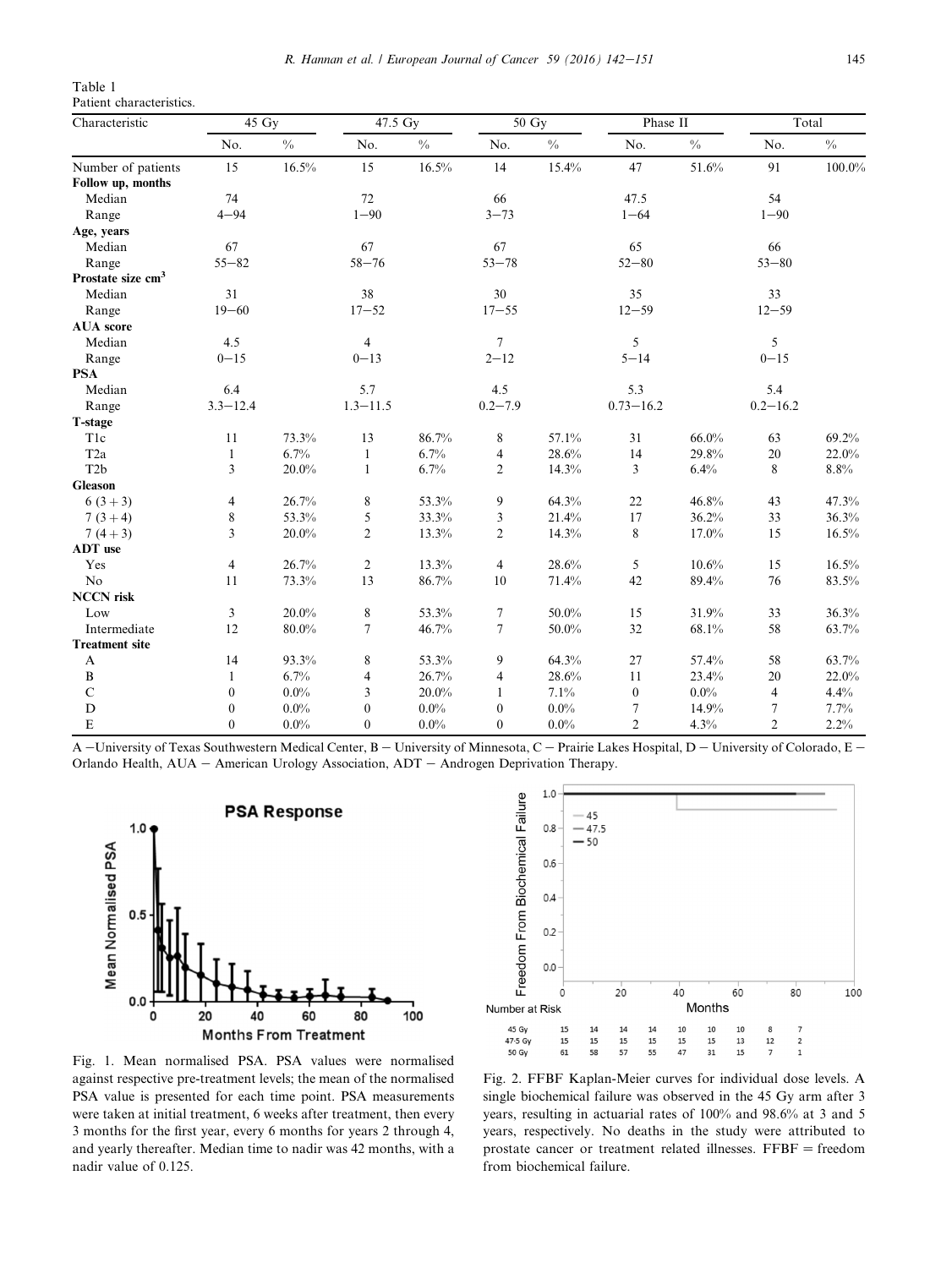Table 1
Patient characteristics.

| Characteristic | 45 Gy | | 47.5 Gy | | 50 Gy | | Phase II | | Total | |
|---|---|---|---|---|---|---|---|---|---|---|
| | No. | % | No. | % | No. | % | No. | % | No. | % |
| Number of patients | 15 | 16.5% | 15 | 16.5% | 14 | 15.4% | 47 | 51.6% | 91 | 100.0% |
| **Follow up, months** | | | | | | | | | | |
| Median | 74 | | 72 | | 66 | | 47.5 | | 54 | |
| Range | 4−94 | | 1−90 | | 3−73 | | 1−64 | | 1−90 | |
| **Age, years** | | | | | | | | | | |
| Median | 67 | | 67 | | 67 | | 65 | | 66 | |
| Range | 55−82 | | 58−76 | | 53−78 | | 52−80 | | 53−80 | |
| **Prostate size cm$^3$** | | | | | | | | | | |
| Median | 31 | | 38 | | 30 | | 35 | | 33 | |
| Range | 19−60 | | 17−52 | | 17−55 | | 12−59 | | 12−59 | |
| **AUA score** | | | | | | | | | | |
| Median | 4.5 | | 4 | | 7 | | 5 | | 5 | |
| Range | 0−15 | | 0−13 | | 2−12 | | 5−14 | | 0−15 | |
| **PSA** | | | | | | | | | | |
| Median | 6.4 | | 5.7 | | 4.5 | | 5.3 | | 5.4 | |
| Range | 3.3−12.4 | | 1.3−11.5 | | 0.2−7.9 | | 0.73−16.2 | | 0.2−16.2 | |
| **T-stage** | | | | | | | | | | |
| T1c | 11 | 73.3% | 13 | 86.7% | 8 | 57.1% | 31 | 66.0% | 63 | 69.2% |
| T2a | 1 | 6.7% | 1 | 6.7% | 4 | 28.6% | 14 | 29.8% | 20 | 22.0% |
| T2b | 3 | 20.0% | 1 | 6.7% | 2 | 14.3% | 3 | 6.4% | 8 | 8.8% |
| **Gleason** | | | | | | | | | | |
| 6 (3 + 3) | 4 | 26.7% | 8 | 53.3% | 9 | 64.3% | 22 | 46.8% | 43 | 47.3% |
| 7 (3 + 4) | 8 | 53.3% | 5 | 33.3% | 3 | 21.4% | 17 | 36.2% | 33 | 36.3% |
| 7 (4 + 3) | 3 | 20.0% | 2 | 13.3% | 2 | 14.3% | 8 | 17.0% | 15 | 16.5% |
| **ADT use** | | | | | | | | | | |
| Yes | 4 | 26.7% | 2 | 13.3% | 4 | 28.6% | 5 | 10.6% | 15 | 16.5% |
| No | 11 | 73.3% | 13 | 86.7% | 10 | 71.4% | 42 | 89.4% | 76 | 83.5% |
| **NCCN risk** | | | | | | | | | | |
| Low | 3 | 20.0% | 8 | 53.3% | 7 | 50.0% | 15 | 31.9% | 33 | 36.3% |
| Intermediate | 12 | 80.0% | 7 | 46.7% | 7 | 50.0% | 32 | 68.1% | 58 | 63.7% |
| **Treatment site** | | | | | | | | | | |
| A | 14 | 93.3% | 8 | 53.3% | 9 | 64.3% | 27 | 57.4% | 58 | 63.7% |
| B | 1 | 6.7% | 4 | 26.7% | 4 | 28.6% | 11 | 23.4% | 20 | 22.0% |
| C | 0 | 0.0% | 3 | 20.0% | 1 | 7.1% | 0 | 0.0% | 4 | 4.4% |
| D | 0 | 0.0% | 0 | 0.0% | 0 | 0.0% | 7 | 14.9% | 7 | 7.7% |
| E | 0 | 0.0% | 0 | 0.0% | 0 | 0.0% | 2 | 4.3% | 2 | 2.2% |

A −University of Texas Southwestern Medical Center, B − University of Minnesota, C − Prairie Lakes Hospital, D − University of Colorado, E − Orlando Health, AUA − American Urology Association, ADT − Androgen Deprivation Therapy.

Fig. 1. Mean normalised PSA. PSA values were normalised against respective pre-treatment levels; the mean of the normalised PSA value is presented for each time point. PSA measurements were taken at initial treatment, 6 weeks after treatment, then every 3 months for the first year, every 6 months for years 2 through 4, and yearly thereafter. Median time to nadir was 42 months, with a nadir value of 0.125.

Fig. 2. FFBF Kaplan-Meier curves for individual dose levels. A single biochemical failure was observed in the 45 Gy arm after 3 years, resulting in actuarial rates of 100% and 98.6% at 3 and 5 years, respectively. No deaths in the study were attributed to prostate cancer or treatment related illnesses. FFBF = freedom from biochemical failure.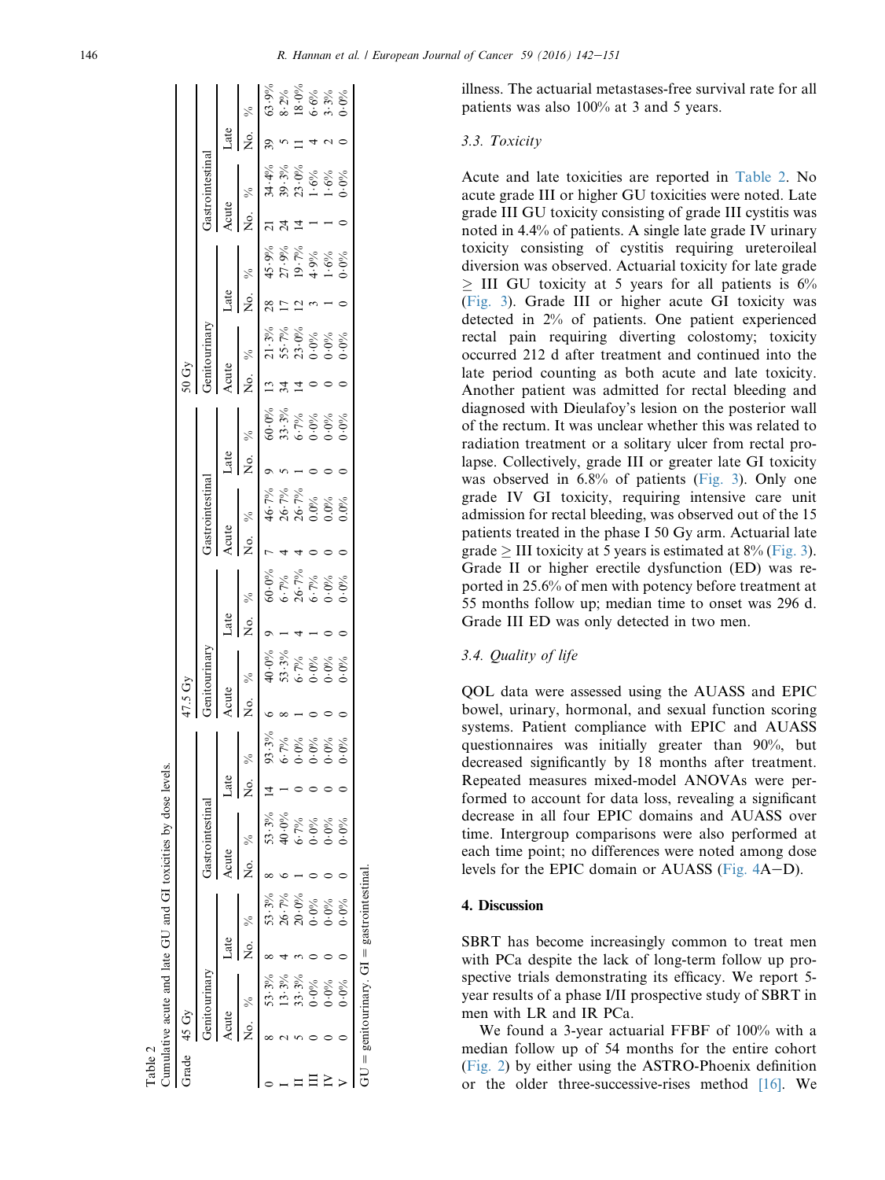Table 2
Cumulative acute and late GU and GI toxicities by dose levels.

| Grade | 45 Gy | | | | | | | | 47.5 Gy | | | | | | | | 50 Gy | | | | | | | |
|---|---|---|---|---|---|---|---|---|---|---|---|---|---|---|---|---|---|---|---|---|---|---|---|---|
| | Genitourinary | | | | Gastrointestinal | | | | Genitourinary | | | | Gastrointestinal | | | | Genitourinary | | | | Gastrointestinal | | | |
| | Acute | | Late | | Acute | | Late | | Acute | | Late | | Acute | | Late | | Acute | | Late | | Acute | | Late | |
| | No. | % | No. | % | No. | % | No. | % | No. | % | No. | % | No. | % | No. | % | No. | % | No. | % | No. | % | No. | % |
| 0 | 8 | 53·3% | 8 | 53·3% | 8 | 53·3% | 14 | 93·3% | 6 | 40·0% | 9 | 60·0% | 7 | 46·7% | 9 | 60·0% | 13 | 21·3% | 28 | 45·9% | 21 | 34·4% | 39 | 63·9% |
| I | 2 | 13·3% | 4 | 26·7% | 6 | 40·0% | 1 | 6·7% | 8 | 53·3% | 1 | 6·7% | 4 | 26·7% | 5 | 33·3% | 34 | 55·7% | 17 | 27·9% | 24 | 39·3% | 5 | 8·2% |
| II | 5 | 33·3% | 3 | 20·0% | 1 | 6·7% | 0 | 0·0% | 1 | 6·7% | 4 | 26·7% | 4 | 26·7% | 1 | 6·7% | 14 | 23·0% | 12 | 19·7% | 14 | 23·0% | 11 | 18·0% |
| III | 0 | 0·0% | 0 | 0·0% | 0 | 0·0% | 0 | 0·0% | 0 | 0·0% | 1 | 6·7% | 0 | 0·0% | 0 | 0·0% | 0 | 0·0% | 3 | 4·9% | 1 | 1·6% | 4 | 6·6% |
| IV | 0 | 0·0% | 0 | 0·0% | 0 | 0·0% | 0 | 0·0% | 0 | 0·0% | 0 | 0·0% | 0 | 0·0% | 0 | 0·0% | 0 | 0·0% | 1 | 1·6% | 1 | 1·6% | 2 | 3·3% |
| V | 0 | 0·0% | 0 | 0·0% | 0 | 0·0% | 0 | 0·0% | 0 | 0·0% | 0 | 0·0% | 0 | 0·0% | 0 | 0·0% | 0 | 0·0% | 0 | 0·0% | 0 | 0·0% | 0 | 0·0% |

GU = genitourinary. GI = gastrointestinal.

illness. The actuarial metastases-free survival rate for all patients was also 100% at 3 and 5 years.

### 3.3. Toxicity

Acute and late toxicities are reported in Table 2. No acute grade III or higher GU toxicities were noted. Late grade III GU toxicity consisting of grade III cystitis was noted in 4.4% of patients. A single late grade IV urinary toxicity consisting of cystitis requiring ureteroileal diversion was observed. Actuarial toxicity for late grade $\geq$ III GU toxicity at 5 years for all patients is 6% (Fig. 3). Grade III or higher acute GI toxicity was detected in 2% of patients. One patient experienced rectal pain requiring diverting colostomy; toxicity occurred 212 d after treatment and continued into the late period counting as both acute and late toxicity. Another patient was admitted for rectal bleeding and diagnosed with Dieulafoy's lesion on the posterior wall of the rectum. It was unclear whether this was related to radiation treatment or a solitary ulcer from rectal prolapse. Collectively, grade III or greater late GI toxicity was observed in 6.8% of patients (Fig. 3). Only one grade IV GI toxicity, requiring intensive care unit admission for rectal bleeding, was observed out of the 15 patients treated in the phase I 50 Gy arm. Actuarial late grade $\geq$ III toxicity at 5 years is estimated at 8% (Fig. 3). Grade II or higher erectile dysfunction (ED) was reported in 25.6% of men with potency before treatment at 55 months follow up; median time to onset was 296 d. Grade III ED was only detected in two men.

### 3.4. Quality of life

QOL data were assessed using the AUASS and EPIC bowel, urinary, hormonal, and sexual function scoring systems. Patient compliance with EPIC and AUASS questionnaires was initially greater than 90%, but decreased significantly by 18 months after treatment. Repeated measures mixed-model ANOVAs were performed to account for data loss, revealing a significant decrease in all four EPIC domains and AUASS over time. Intergroup comparisons were also performed at each time point; no differences were noted among dose levels for the EPIC domain or AUASS (Fig. 4A–D).

## 4. Discussion

SBRT has become increasingly common to treat men with PCa despite the lack of long-term follow up prospective trials demonstrating its efficacy. We report 5-year results of a phase I/II prospective study of SBRT in men with LR and IR PCa.

We found a 3-year actuarial FFBF of 100% with a median follow up of 54 months for the entire cohort (Fig. 2) by either using the ASTRO-Phoenix definition or the older three-successive-rises method [16]. We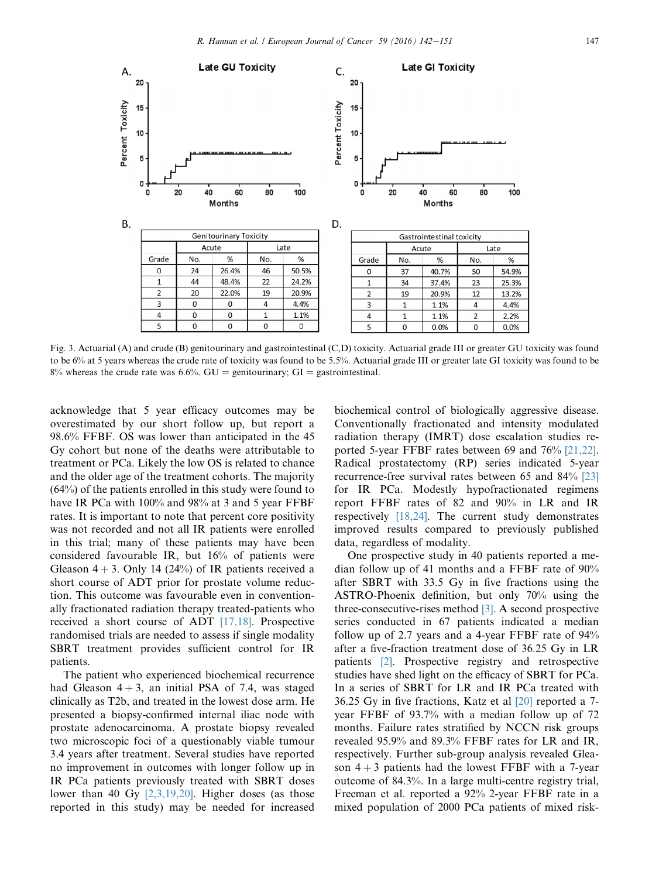| Genitourinary Toxicity | | | | |
|---|---|---|---|---|
| | Acute | | Late | |
| Grade | No. | % | No. | % |
| 0 | 24 | 26.4% | 46 | 50.5% |
| 1 | 44 | 48.4% | 22 | 24.2% |
| 2 | 20 | 22.0% | 19 | 20.9% |
| 3 | 0 | 0 | 4 | 4.4% |
| 4 | 0 | 0 | 1 | 1.1% |
| 5 | 0 | 0 | 0 | 0 |

| Gastrointestinal toxicity | | | | |
|---|---|---|---|---|
| | Acute | | Late | |
| Grade | No. | % | No. | % |
| 0 | 37 | 40.7% | 50 | 54.9% |
| 1 | 34 | 37.4% | 23 | 25.3% |
| 2 | 19 | 20.9% | 12 | 13.2% |
| 3 | 1 | 1.1% | 4 | 4.4% |
| 4 | 1 | 1.1% | 2 | 2.2% |
| 5 | 0 | 0.0% | 0 | 0.0% |

Fig. 3. Actuarial (A) and crude (B) genitourinary and gastrointestinal (C,D) toxicity. Actuarial grade III or greater GU toxicity was found to be 6% at 5 years whereas the crude rate of toxicity was found to be 5.5%. Actuarial grade III or greater late GI toxicity was found to be 8% whereas the crude rate was 6.6%. GU = genitourinary; GI = gastrointestinal.

acknowledge that 5 year efficacy outcomes may be overestimated by our short follow up, but report a 98.6% FFBF. OS was lower than anticipated in the 45 Gy cohort but none of the deaths were attributable to treatment or PCa. Likely the low OS is related to chance and the older age of the treatment cohorts. The majority (64%) of the patients enrolled in this study were found to have IR PCa with 100% and 98% at 3 and 5 year FFBF rates. It is important to note that percent core positivity was not recorded and not all IR patients were enrolled in this trial; many of these patients may have been considered favourable IR, but 16% of patients were Gleason 4 + 3. Only 14 (24%) of IR patients received a short course of ADT prior for prostate volume reduction. This outcome was favourable even in conventionally fractionated radiation therapy treated-patients who received a short course of ADT [17,18]. Prospective randomised trials are needed to assess if single modality SBRT treatment provides sufficient control for IR patients.

The patient who experienced biochemical recurrence had Gleason 4 + 3, an initial PSA of 7.4, was staged clinically as T2b, and treated in the lowest dose arm. He presented a biopsy-confirmed internal iliac node with prostate adenocarcinoma. A prostate biopsy revealed two microscopic foci of a questionably viable tumour 3.4 years after treatment. Several studies have reported no improvement in outcomes with longer follow up in IR PCa patients previously treated with SBRT doses lower than 40 Gy [2,3,19,20]. Higher doses (as those reported in this study) may be needed for increased biochemical control of biologically aggressive disease. Conventionally fractionated and intensity modulated radiation therapy (IMRT) dose escalation studies reported 5-year FFBF rates between 69 and 76% [21,22]. Radical prostatectomy (RP) series indicated 5-year recurrence-free survival rates between 65 and 84% [23] for IR PCa. Modestly hypofractionated regimens report FFBF rates of 82 and 90% in LR and IR respectively [18,24]. The current study demonstrates improved results compared to previously published data, regardless of modality.

One prospective study in 40 patients reported a median follow up of 41 months and a FFBF rate of 90% after SBRT with 33.5 Gy in five fractions using the ASTRO-Phoenix definition, but only 70% using the three-consecutive-rises method [3]. A second prospective series conducted in 67 patients indicated a median follow up of 2.7 years and a 4-year FFBF rate of 94% after a five-fraction treatment dose of 36.25 Gy in LR patients [2]. Prospective registry and retrospective studies have shed light on the efficacy of SBRT for PCa. In a series of SBRT for LR and IR PCa treated with 36.25 Gy in five fractions, Katz et al [20] reported a 7-year FFBF of 93.7% with a median follow up of 72 months. Failure rates stratified by NCCN risk groups revealed 95.9% and 89.3% FFBF rates for LR and IR, respectively. Further sub-group analysis revealed Gleason 4 + 3 patients had the lowest FFBF with a 7-year outcome of 84.3%. In a large multi-centre registry trial, Freeman et al. reported a 92% 2-year FFBF rate in a mixed population of 2000 PCa patients of mixed risk-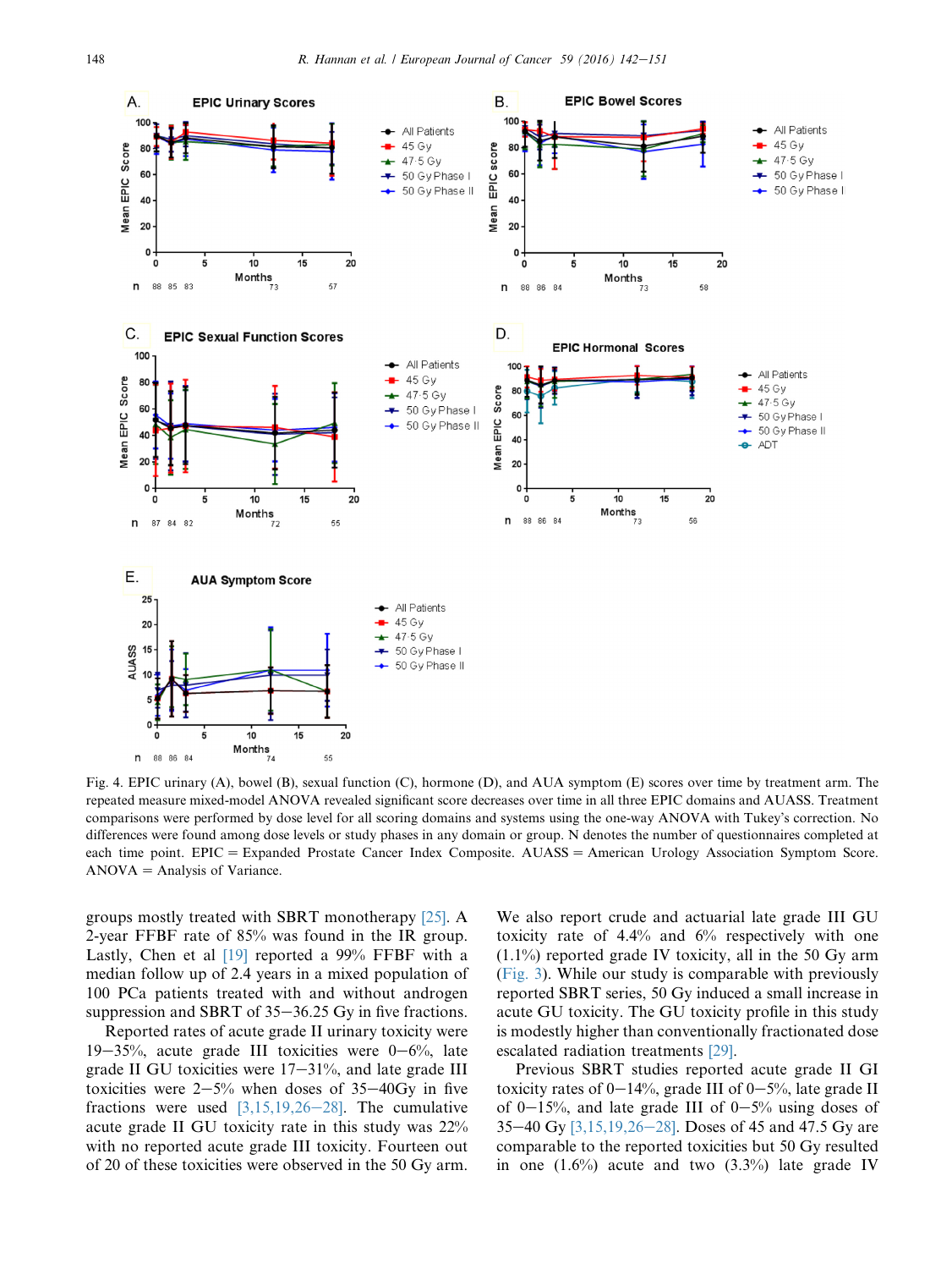Fig. 4. EPIC urinary (A), bowel (B), sexual function (C), hormone (D), and AUA symptom (E) scores over time by treatment arm. The repeated measure mixed-model ANOVA revealed significant score decreases over time in all three EPIC domains and AUASS. Treatment comparisons were performed by dose level for all scoring domains and systems using the one-way ANOVA with Tukey's correction. No differences were found among dose levels or study phases in any domain or group. N denotes the number of questionnaires completed at each time point. EPIC = Expanded Prostate Cancer Index Composite. AUASS = American Urology Association Symptom Score. ANOVA = Analysis of Variance.

groups mostly treated with SBRT monotherapy [25]. A 2-year FFBF rate of 85% was found in the IR group. Lastly, Chen et al [19] reported a 99% FFBF with a median follow up of 2.4 years in a mixed population of 100 PCa patients treated with and without androgen suppression and SBRT of 35–36.25 Gy in five fractions.

Reported rates of acute grade II urinary toxicity were 19–35%, acute grade III toxicities were 0–6%, late grade II GU toxicities were 17–31%, and late grade III toxicities were 2–5% when doses of 35–40Gy in five fractions were used [3,15,19,26–28]. The cumulative acute grade II GU toxicity rate in this study was 22% with no reported acute grade III toxicity. Fourteen out of 20 of these toxicities were observed in the 50 Gy arm. We also report crude and actuarial late grade III GU toxicity rate of 4.4% and 6% respectively with one (1.1%) reported grade IV toxicity, all in the 50 Gy arm (Fig. 3). While our study is comparable with previously reported SBRT series, 50 Gy induced a small increase in acute GU toxicity. The GU toxicity profile in this study is modestly higher than conventionally fractionated dose escalated radiation treatments [29].

Previous SBRT studies reported acute grade II GI toxicity rates of 0–14%, grade III of 0–5%, late grade II of 0–15%, and late grade III of 0–5% using doses of 35–40 Gy [3,15,19,26–28]. Doses of 45 and 47.5 Gy are comparable to the reported toxicities but 50 Gy resulted in one (1.6%) acute and two (3.3%) late grade IV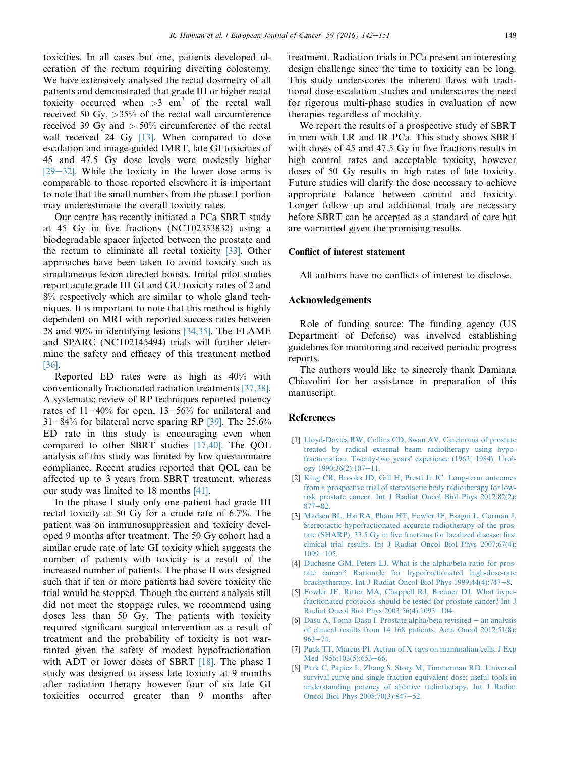toxicities. In all cases but one, patients developed ulceration of the rectum requiring diverting colostomy. We have extensively analysed the rectal dosimetry of all patients and demonstrated that grade III or higher rectal toxicity occurred when $>3$ cm$^3$ of the rectal wall received 50 Gy, >35% of the rectal wall circumference received 39 Gy and > 50% circumference of the rectal wall received 24 Gy [13]. When compared to dose escalation and image-guided IMRT, late GI toxicities of 45 and 47.5 Gy dose levels were modestly higher [29–32]. While the toxicity in the lower dose arms is comparable to those reported elsewhere it is important to note that the small numbers from the phase I portion may underestimate the overall toxicity rates.

Our centre has recently initiated a PCa SBRT study at 45 Gy in five fractions (NCT02353832) using a biodegradable spacer injected between the prostate and the rectum to eliminate all rectal toxicity [33]. Other approaches have been taken to avoid toxicity such as simultaneous lesion directed boosts. Initial pilot studies report acute grade III GI and GU toxicity rates of 2 and 8% respectively which are similar to whole gland techniques. It is important to note that this method is highly dependent on MRI with reported success rates between 28 and 90% in identifying lesions [34,35]. The FLAME and SPARC (NCT02145494) trials will further determine the safety and efficacy of this treatment method [36].

Reported ED rates were as high as 40% with conventionally fractionated radiation treatments [37,38]. A systematic review of RP techniques reported potency rates of 11–40% for open, 13–56% for unilateral and 31–84% for bilateral nerve sparing RP [39]. The 25.6% ED rate in this study is encouraging even when compared to other SBRT studies [17,40]. The QOL analysis of this study was limited by low questionnaire compliance. Recent studies reported that QOL can be affected up to 3 years from SBRT treatment, whereas our study was limited to 18 months [41].

In the phase I study only one patient had grade III rectal toxicity at 50 Gy for a crude rate of 6.7%. The patient was on immunosuppression and toxicity developed 9 months after treatment. The 50 Gy cohort had a similar crude rate of late GI toxicity which suggests the number of patients with toxicity is a result of the increased number of patients. The phase II was designed such that if ten or more patients had severe toxicity the trial would be stopped. Though the current analysis still did not meet the stoppage rules, we recommend using doses less than 50 Gy. The patients with toxicity required significant surgical intervention as a result of treatment and the probability of toxicity is not warranted given the safety of modest hypofractionation with ADT or lower doses of SBRT [18]. The phase I study was designed to assess late toxicity at 9 months after radiation therapy however four of six late GI toxicities occurred greater than 9 months after treatment. Radiation trials in PCa present an interesting design challenge since the time to toxicity can be long. This study underscores the inherent flaws with traditional dose escalation studies and underscores the need for rigorous multi-phase studies in evaluation of new therapies regardless of modality.

We report the results of a prospective study of SBRT in men with LR and IR PCa. This study shows SBRT with doses of 45 and 47.5 Gy in five fractions results in high control rates and acceptable toxicity, however doses of 50 Gy results in high rates of late toxicity. Future studies will clarify the dose necessary to achieve appropriate balance between control and toxicity. Longer follow up and additional trials are necessary before SBRT can be accepted as a standard of care but are warranted given the promising results.

## Conflict of interest statement

All authors have no conflicts of interest to disclose.

## Acknowledgements

Role of funding source: The funding agency (US Department of Defense) was involved establishing guidelines for monitoring and received periodic progress reports.

The authors would like to sincerely thank Damiana Chiavolini for her assistance in preparation of this manuscript.

## References

[1] Lloyd-Davies RW, Collins CD, Swan AV. Carcinoma of prostate treated by radical external beam radiotherapy using hypofractionation. Twenty-two years' experience (1962–1984). Urology 1990;36(2):107–11.

[2] King CR, Brooks JD, Gill H, Presti Jr JC. Long-term outcomes from a prospective trial of stereotactic body radiotherapy for low-risk prostate cancer. Int J Radiat Oncol Biol Phys 2012;82(2):877–82.

[3] Madsen BL, Hsi RA, Pham HT, Fowler JF, Esagui L, Corman J. Stereotactic hypofractionated accurate radiotherapy of the prostate (SHARP), 33.5 Gy in five fractions for localized disease: first clinical trial results. Int J Radiat Oncol Biol Phys 2007;67(4):1099–105.

[4] Duchesne GM, Peters LJ. What is the alpha/beta ratio for prostate cancer? Rationale for hypofractionated high-dose-rate brachytherapy. Int J Radiat Oncol Biol Phys 1999;44(4):747–8.

[5] Fowler JF, Ritter MA, Chappell RJ, Brenner DJ. What hypofractionated protocols should be tested for prostate cancer? Int J Radiat Oncol Biol Phys 2003;56(4):1093–104.

[6] Dasu A, Toma-Dasu I. Prostate alpha/beta revisited – an analysis of clinical results from 14 168 patients. Acta Oncol 2012;51(8):963–74.

[7] Puck TT, Marcus PI. Action of X-rays on mammalian cells. J Exp Med 1956;103(5):653–66.

[8] Park C, Papiez L, Zhang S, Story M, Timmerman RD. Universal survival curve and single fraction equivalent dose: useful tools in understanding potency of ablative radiotherapy. Int J Radiat Oncol Biol Phys 2008;70(3):847–52.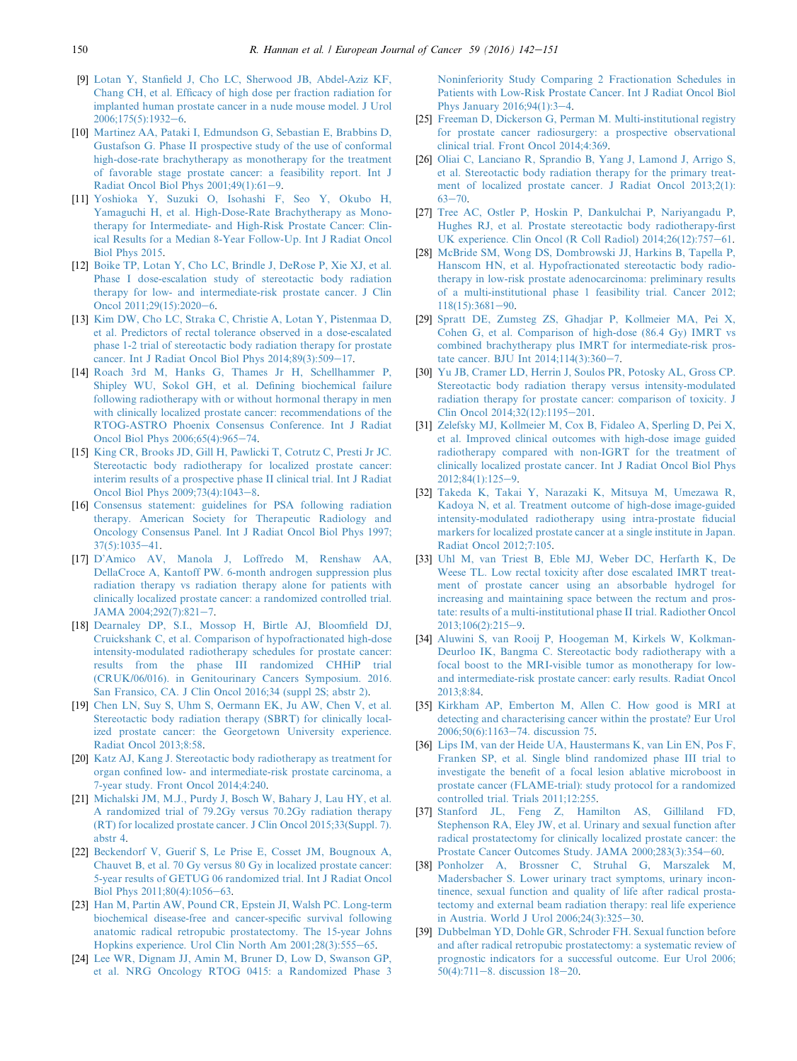[9] Lotan Y, Stanfield J, Cho LC, Sherwood JB, Abdel-Aziz KF, Chang CH, et al. Efficacy of high dose per fraction radiation for implanted human prostate cancer in a nude mouse model. J Urol 2006;175(5):1932–6.

[10] Martinez AA, Pataki I, Edmundson G, Sebastian E, Brabbins D, Gustafson G. Phase II prospective study of the use of conformal high-dose-rate brachytherapy as monotherapy for the treatment of favorable stage prostate cancer: a feasibility report. Int J Radiat Oncol Biol Phys 2001;49(1):61–9.

[11] Yoshioka Y, Suzuki O, Isohashi F, Seo Y, Okubo H, Yamaguchi H, et al. High-Dose-Rate Brachytherapy as Monotherapy for Intermediate- and High-Risk Prostate Cancer: Clinical Results for a Median 8-Year Follow-Up. Int J Radiat Oncol Biol Phys 2015.

[12] Boike TP, Lotan Y, Cho LC, Brindle J, DeRose P, Xie XJ, et al. Phase I dose-escalation study of stereotactic body radiation therapy for low- and intermediate-risk prostate cancer. J Clin Oncol 2011;29(15):2020–6.

[13] Kim DW, Cho LC, Straka C, Christie A, Lotan Y, Pistenmaa D, et al. Predictors of rectal tolerance observed in a dose-escalated phase 1-2 trial of stereotactic body radiation therapy for prostate cancer. Int J Radiat Oncol Biol Phys 2014;89(3):509–17.

[14] Roach 3rd M, Hanks G, Thames Jr H, Schellhammer P, Shipley WU, Sokol GH, et al. Defining biochemical failure following radiotherapy with or without hormonal therapy in men with clinically localized prostate cancer: recommendations of the RTOG-ASTRO Phoenix Consensus Conference. Int J Radiat Oncol Biol Phys 2006;65(4):965–74.

[15] King CR, Brooks JD, Gill H, Pawlicki T, Cotrutz C, Presti Jr JC. Stereotactic body radiotherapy for localized prostate cancer: interim results of a prospective phase II clinical trial. Int J Radiat Oncol Biol Phys 2009;73(4):1043–8.

[16] Consensus statement: guidelines for PSA following radiation therapy. American Society for Therapeutic Radiology and Oncology Consensus Panel. Int J Radiat Oncol Biol Phys 1997; 37(5):1035–41.

[17] D'Amico AV, Manola J, Loffredo M, Renshaw AA, DellaCroce A, Kantoff PW. 6-month androgen suppression plus radiation therapy vs radiation therapy alone for patients with clinically localized prostate cancer: a randomized controlled trial. JAMA 2004;292(7):821–7.

[18] Dearnaley DP, S.I., Mossop H, Birtle AJ, Bloomfield DJ, Cruickshank C, et al. Comparison of hypofractionated high-dose intensity-modulated radiotherapy schedules for prostate cancer: results from the phase III randomized CHHiP trial (CRUK/06/016). in Genitourinary Cancers Symposium. 2016. San Fransico, CA. J Clin Oncol 2016;34 (suppl 2S; abstr 2).

[19] Chen LN, Suy S, Uhm S, Oermann EK, Ju AW, Chen V, et al. Stereotactic body radiation therapy (SBRT) for clinically localized prostate cancer: the Georgetown University experience. Radiat Oncol 2013;8:58.

[20] Katz AJ, Kang J. Stereotactic body radiotherapy as treatment for organ confined low- and intermediate-risk prostate carcinoma, a 7-year study. Front Oncol 2014;4:240.

[21] Michalski JM, M.J., Purdy J, Bosch W, Bahary J, Lau HY, et al. A randomized trial of 79.2Gy versus 70.2Gy radiation therapy (RT) for localized prostate cancer. J Clin Oncol 2015;33(Suppl. 7). abstr 4.

[22] Beckendorf V, Guerif S, Le Prise E, Cosset JM, Bougnoux A, Chauvet B, et al. 70 Gy versus 80 Gy in localized prostate cancer: 5-year results of GETUG 06 randomized trial. Int J Radiat Oncol Biol Phys 2011;80(4):1056–63.

[23] Han M, Partin AW, Pound CR, Epstein JI, Walsh PC. Long-term biochemical disease-free and cancer-specific survival following anatomic radical retropubic prostatectomy. The 15-year Johns Hopkins experience. Urol Clin North Am 2001;28(3):555–65.

[24] Lee WR, Dignam JJ, Amin M, Bruner D, Low D, Swanson GP, et al. NRG Oncology RTOG 0415: a Randomized Phase 3 Noninferiority Study Comparing 2 Fractionation Schedules in Patients with Low-Risk Prostate Cancer. Int J Radiat Oncol Biol Phys January 2016;94(1):3–4.

[25] Freeman D, Dickerson G, Perman M. Multi-institutional registry for prostate cancer radiosurgery: a prospective observational clinical trial. Front Oncol 2014;4:369.

[26] Oliai C, Lanciano R, Sprandio B, Yang J, Lamond J, Arrigo S, et al. Stereotactic body radiation therapy for the primary treatment of localized prostate cancer. J Radiat Oncol 2013;2(1): 63–70.

[27] Tree AC, Ostler P, Hoskin P, Dankulchai P, Nariyangadu P, Hughes RJ, et al. Prostate stereotactic body radiotherapy-first UK experience. Clin Oncol (R Coll Radiol) 2014;26(12):757–61.

[28] McBride SM, Wong DS, Dombrowski JJ, Harkins B, Tapella P, Hanscom HN, et al. Hypofractionated stereotactic body radiotherapy in low-risk prostate adenocarcinoma: preliminary results of a multi-institutional phase 1 feasibility trial. Cancer 2012; 118(15):3681–90.

[29] Spratt DE, Zumsteg ZS, Ghadjar P, Kollmeier MA, Pei X, Cohen G, et al. Comparison of high-dose (86.4 Gy) IMRT vs combined brachytherapy plus IMRT for intermediate-risk prostate cancer. BJU Int 2014;114(3):360–7.

[30] Yu JB, Cramer LD, Herrin J, Soulos PR, Potosky AL, Gross CP. Stereotactic body radiation therapy versus intensity-modulated radiation therapy for prostate cancer: comparison of toxicity. J Clin Oncol 2014;32(12):1195–201.

[31] Zelefsky MJ, Kollmeier M, Cox B, Fidaleo A, Sperling D, Pei X, et al. Improved clinical outcomes with high-dose image guided radiotherapy compared with non-IGRT for the treatment of clinically localized prostate cancer. Int J Radiat Oncol Biol Phys 2012;84(1):125–9.

[32] Takeda K, Takai Y, Narazaki K, Mitsuya M, Umezawa R, Kadoya N, et al. Treatment outcome of high-dose image-guided intensity-modulated radiotherapy using intra-prostate fiducial markers for localized prostate cancer at a single institute in Japan. Radiat Oncol 2012;7:105.

[33] Uhl M, van Triest B, Eble MJ, Weber DC, Herfarth K, De Weese TL. Low rectal toxicity after dose escalated IMRT treatment of prostate cancer using an absorbable hydrogel for increasing and maintaining space between the rectum and prostate: results of a multi-institutional phase II trial. Radiother Oncol 2013;106(2):215–9.

[34] Aluwini S, van Rooij P, Hoogeman M, Kirkels W, Kolkman-Deurloo IK, Bangma C. Stereotactic body radiotherapy with a focal boost to the MRI-visible tumor as monotherapy for low- and intermediate-risk prostate cancer: early results. Radiat Oncol 2013;8:84.

[35] Kirkham AP, Emberton M, Allen C. How good is MRI at detecting and characterising cancer within the prostate? Eur Urol 2006;50(6):1163–74. discussion 75.

[36] Lips IM, van der Heide UA, Haustermans K, van Lin EN, Pos F, Franken SP, et al. Single blind randomized phase III trial to investigate the benefit of a focal lesion ablative microboost in prostate cancer (FLAME-trial): study protocol for a randomized controlled trial. Trials 2011;12:255.

[37] Stanford JL, Feng Z, Hamilton AS, Gilliland FD, Stephenson RA, Eley JW, et al. Urinary and sexual function after radical prostatectomy for clinically localized prostate cancer: the Prostate Cancer Outcomes Study. JAMA 2000;283(3):354–60.

[38] Ponholzer A, Brossner C, Struhal G, Marszalek M, Madersbacher S. Lower urinary tract symptoms, urinary incontinence, sexual function and quality of life after radical prostatectomy and external beam radiation therapy: real life experience in Austria. World J Urol 2006;24(3):325–30.

[39] Dubbelman YD, Dohle GR, Schroder FH. Sexual function before and after radical retropubic prostatectomy: a systematic review of prognostic indicators for a successful outcome. Eur Urol 2006; 50(4):711–8. discussion 18–20.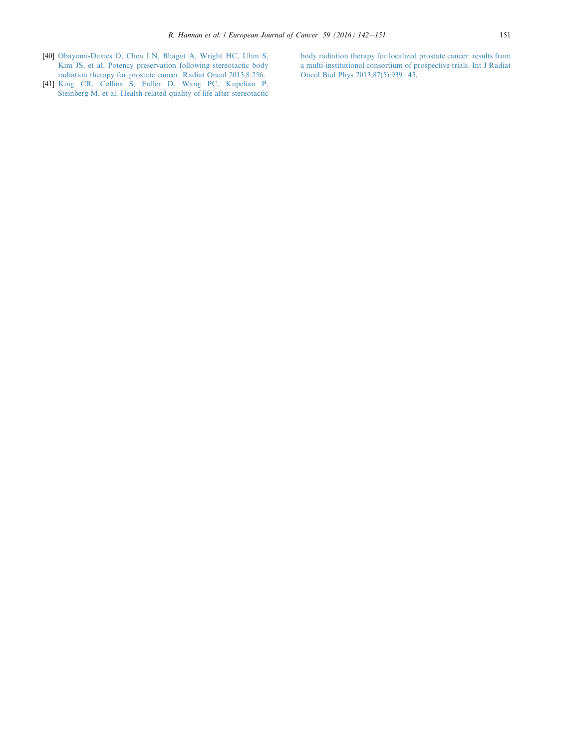[40] Obayomi-Davies O, Chen LN, Bhagat A, Wright HC, Uhm S, Kim JS, et al. Potency preservation following stereotactic body radiation therapy for prostate cancer. Radiat Oncol 2013;8:256.

[41] King CR, Collins S, Fuller D, Wang PC, Kupelian P, Steinberg M, et al. Health-related quality of life after stereotactic body radiation therapy for localized prostate cancer: results from a multi-institutional consortium of prospective trials. Int J Radiat Oncol Biol Phys 2013;87(5):939–45.